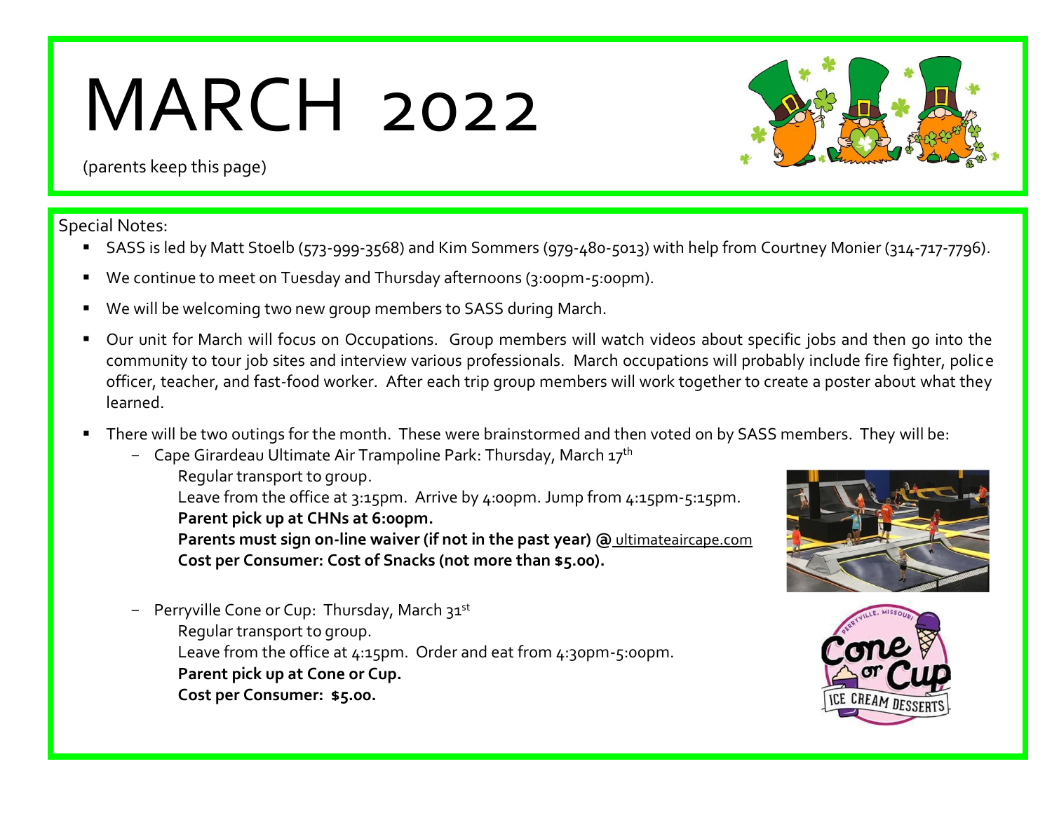# MARCH 2022

(parents keep this page)

Special Notes:

- SASS is led by Matt Stoelb (573-999-3568) and Kim Sommers (979-480-5013) with help from Courtney Monier (314-717-7796).
- We continue to meet on Tuesday and Thursday afternoons (3:00pm-5:00pm).
- We will be welcoming two new group members to SASS during March.
- Our unit for March will focus on Occupations. Group members will watch videos about specific jobs and then go into the community to tour job sites and interview various professionals. March occupations will probably include fire fighter, police officer, teacher, and fast-food worker. After each trip group members will work together to create a poster about what they learned.
- There will be two outings for the month. These were brainstormed and then voted on by SASS members. They will be:
  - Cape Girardeau Ultimate Air Trampoline Park: Thursday, March 17th

    Regular transport to group.

    Leave from the office at 3:15pm. Arrive by 4:00pm. Jump from 4:15pm-5:15pm.

    **Parent pick up at CHNs at 6:00pm.**

    **Parents must sign on-line waiver (if not in the past year) @** ultimateaircape.com

    **Cost per Consumer: Cost of Snacks (not more than $5.00).**

  - Perryville Cone or Cup: Thursday, March 31st

    Regular transport to group.

    Leave from the office at 4:15pm. Order and eat from 4:30pm-5:00pm.

    **Parent pick up at Cone or Cup.**

    **Cost per Consumer: $5.00.**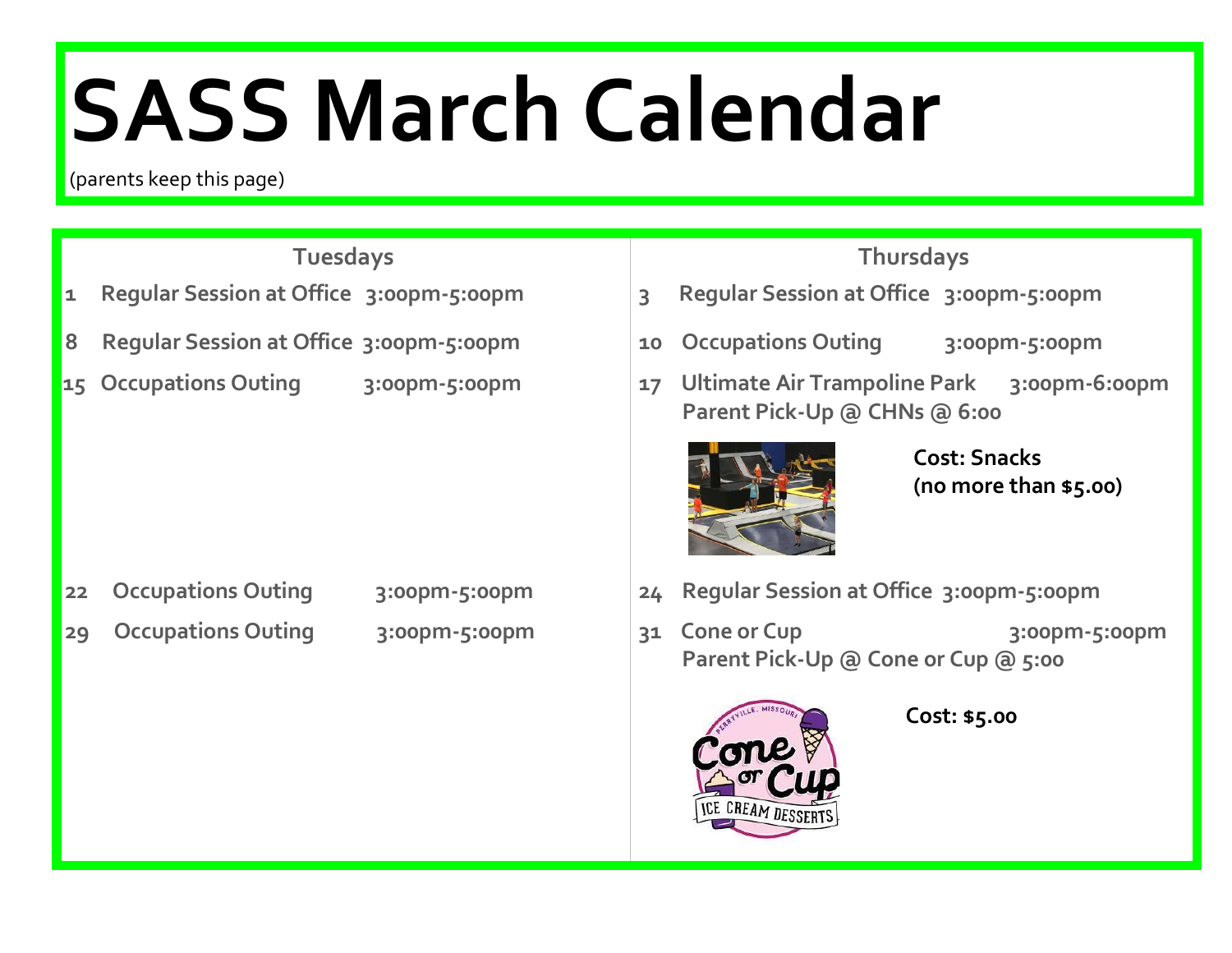# SASS March Calendar

(parents keep this page)

## Tuesdays

**1** Regular Session at Office 3:00pm-5:00pm

**8** Regular Session at Office 3:00pm-5:00pm

**15** Occupations Outing 3:00pm-5:00pm

**22** Occupations Outing 3:00pm-5:00pm

**29** Occupations Outing 3:00pm-5:00pm

## Thursdays

**3** Regular Session at Office 3:00pm-5:00pm

**10** Occupations Outing 3:00pm-5:00pm

**17** Ultimate Air Trampoline Park 3:00pm-6:00pm
Parent Pick-Up @ CHNs @ 6:00

**Cost: Snacks (no more than $5.00)**

**24** Regular Session at Office 3:00pm-5:00pm

**31** Cone or Cup 3:00pm-5:00pm
Parent Pick-Up @ Cone or Cup @ 5:00

**Cost: $5.00**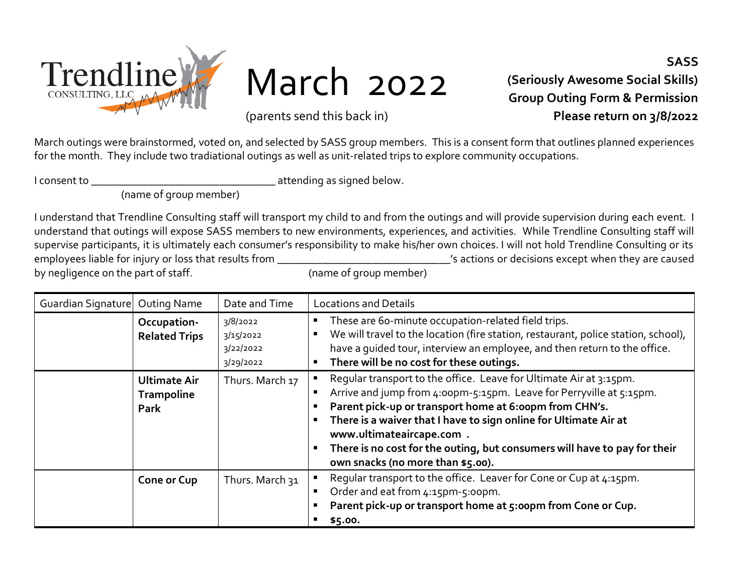Trendline CONSULTING, LLC

# March 2022

(parents send this back in)

**SASS**
**(Seriously Awesome Social Skills)**
**Group Outing Form & Permission**
**Please return on 3/8/2022**

March outings were brainstormed, voted on, and selected by SASS group members. This is a consent form that outlines planned experiences for the month. They include two tradiational outings as well as unit-related trips to explore community occupations.

I consent to ________________________________ attending as signed below.
(name of group member)

I understand that Trendline Consulting staff will transport my child to and from the outings and will provide supervision during each event. I understand that outings will expose SASS members to new environments, experiences, and activities. While Trendline Consulting staff will supervise participants, it is ultimately each consumer's responsibility to make his/her own choices. I will not hold Trendline Consulting or its employees liable for injury or loss that results from ______________________________'s actions or decisions except when they are caused by negligence on the part of staff. (name of group member)

| Guardian Signature | Outing Name | Date and Time | Locations and Details |
|---|---|---|---|
| | **Occupation-Related Trips** | 3/8/2022<br>3/15/2022<br>3/22/2022<br>3/29/2022 | ▪ These are 60-minute occupation-related field trips.<br>▪ We will travel to the location (fire station, restaurant, police station, school), have a guided tour, interview an employee, and then return to the office.<br>▪ **There will be no cost for these outings.** |
| | **Ultimate Air Trampoline Park** | Thurs. March 17 | ▪ Regular transport to the office. Leave for Ultimate Air at 3:15pm.<br>▪ Arrive and jump from 4:00pm-5:15pm. Leave for Perryville at 5:15pm.<br>▪ **Parent pick-up or transport home at 6:00pm from CHN's.**<br>▪ **There is a waiver that I have to sign online for Ultimate Air at www.ultimateaircape.com .**<br>▪ **There is no cost for the outing, but consumers will have to pay for their own snacks (no more than $5.00).** |
| | **Cone or Cup** | Thurs. March 31 | ▪ Regular transport to the office. Leaver for Cone or Cup at 4:15pm.<br>▪ Order and eat from 4:15pm-5:00pm.<br>▪ **Parent pick-up or transport home at 5:00pm from Cone or Cup.**<br>▪ **$5.00.** |